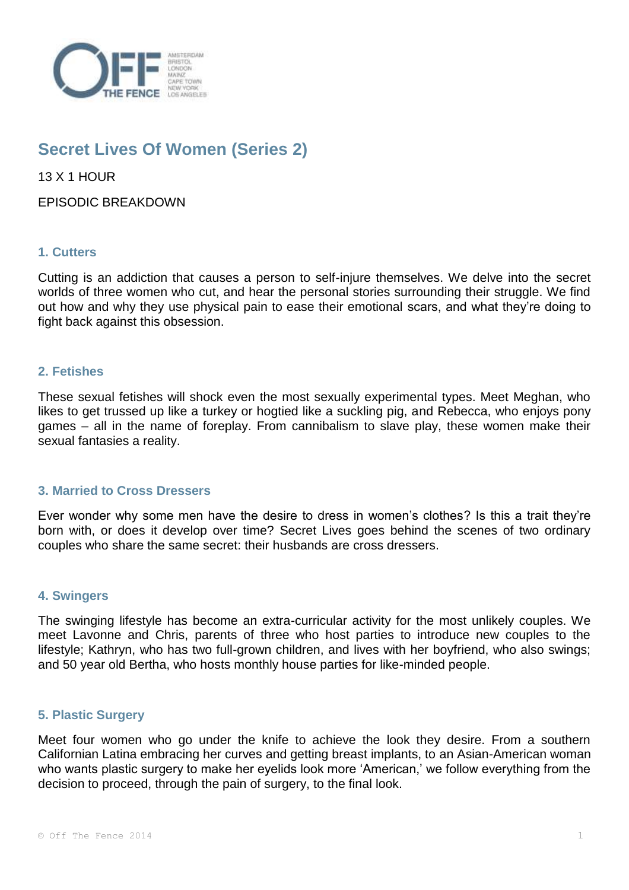# Secret Lives Of Women (Series 2)

13 X 1 HOUR

EPISODIC BREAKDOWN

### 1. Cutters

Cutting is an addiction that causes a person to self-injure themselves. We delve into the secret worlds of three women who cut, and hear the personal stories surrounding their struggle. We find out how and why they use physical pain to ease their emotional scars, and what they're doing to fight back against this obsession.

### 2. Fetishes

These sexual fetishes will shock even the most sexually experimental types. Meet Meghan, who likes to get trussed up like a turkey or hogtied like a suckling pig, and Rebecca, who enjoys pony games – all in the name of foreplay. From cannibalism to slave play, these women make their sexual fantasies a reality.

### 3. Married to Cross Dressers

Ever wonder why some men have the desire to dress in women's clothes? Is this a trait they're born with, or does it develop over time? Secret Lives goes behind the scenes of two ordinary couples who share the same secret: their husbands are cross dressers.

### 4. Swingers

The swinging lifestyle has become an extra-curricular activity for the most unlikely couples. We meet Lavonne and Chris, parents of three who host parties to introduce new couples to the lifestyle; Kathryn, who has two full-grown children, and lives with her boyfriend, who also swings; and 50 year old Bertha, who hosts monthly house parties for like-minded people.

### 5. Plastic Surgery

Meet four women who go under the knife to achieve the look they desire. From a southern Californian Latina embracing her curves and getting breast implants, to an Asian-American woman who wants plastic surgery to make her eyelids look more 'American,' we follow everything from the decision to proceed, through the pain of surgery, to the final look.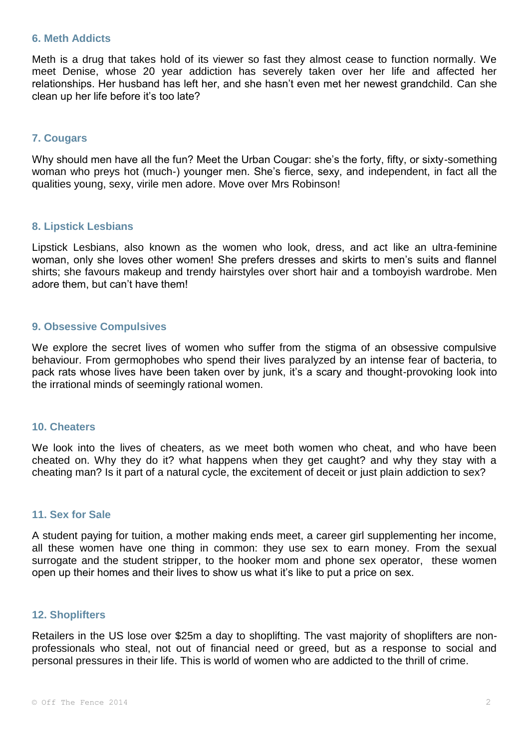### 6. Meth Addicts

Meth is a drug that takes hold of its viewer so fast they almost cease to function normally. We meet Denise, whose 20 year addiction has severely taken over her life and affected her relationships. Her husband has left her, and she hasn't even met her newest grandchild. Can she clean up her life before it's too late?

### 7. Cougars

Why should men have all the fun? Meet the Urban Cougar: she's the forty, fifty, or sixty-something woman who preys hot (much-) younger men. She's fierce, sexy, and independent, in fact all the qualities young, sexy, virile men adore. Move over Mrs Robinson!

### 8. Lipstick Lesbians

Lipstick Lesbians, also known as the women who look, dress, and act like an ultra-feminine woman, only she loves other women! She prefers dresses and skirts to men's suits and flannel shirts; she favours makeup and trendy hairstyles over short hair and a tomboyish wardrobe. Men adore them, but can't have them!

### 9. Obsessive Compulsives

We explore the secret lives of women who suffer from the stigma of an obsessive compulsive behaviour. From germophobes who spend their lives paralyzed by an intense fear of bacteria, to pack rats whose lives have been taken over by junk, it's a scary and thought-provoking look into the irrational minds of seemingly rational women.

### 10. Cheaters

We look into the lives of cheaters, as we meet both women who cheat, and who have been cheated on. Why they do it? what happens when they get caught? and why they stay with a cheating man? Is it part of a natural cycle, the excitement of deceit or just plain addiction to sex?

### 11. Sex for Sale

A student paying for tuition, a mother making ends meet, a career girl supplementing her income, all these women have one thing in common: they use sex to earn money. From the sexual surrogate and the student stripper, to the hooker mom and phone sex operator, these women open up their homes and their lives to show us what it's like to put a price on sex.

### 12. Shoplifters

Retailers in the US lose over $25m a day to shoplifting. The vast majority of shoplifters are non-professionals who steal, not out of financial need or greed, but as a response to social and personal pressures in their life. This is world of women who are addicted to the thrill of crime.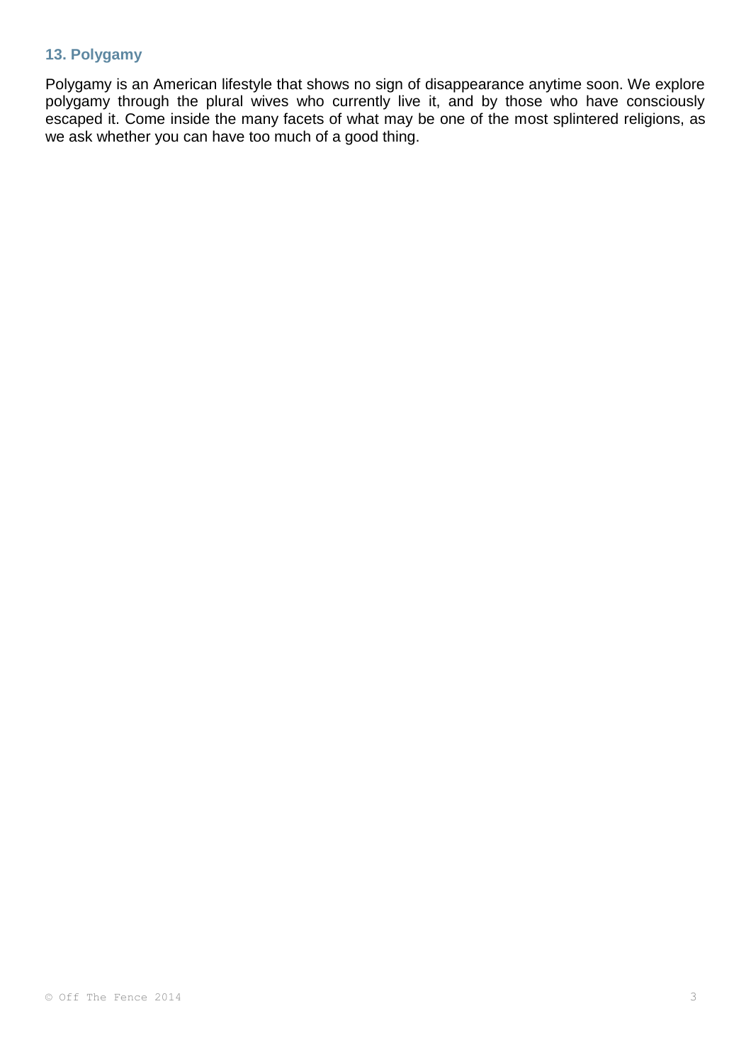### 13. Polygamy

Polygamy is an American lifestyle that shows no sign of disappearance anytime soon. We explore polygamy through the plural wives who currently live it, and by those who have consciously escaped it. Come inside the many facets of what may be one of the most splintered religions, as we ask whether you can have too much of a good thing.